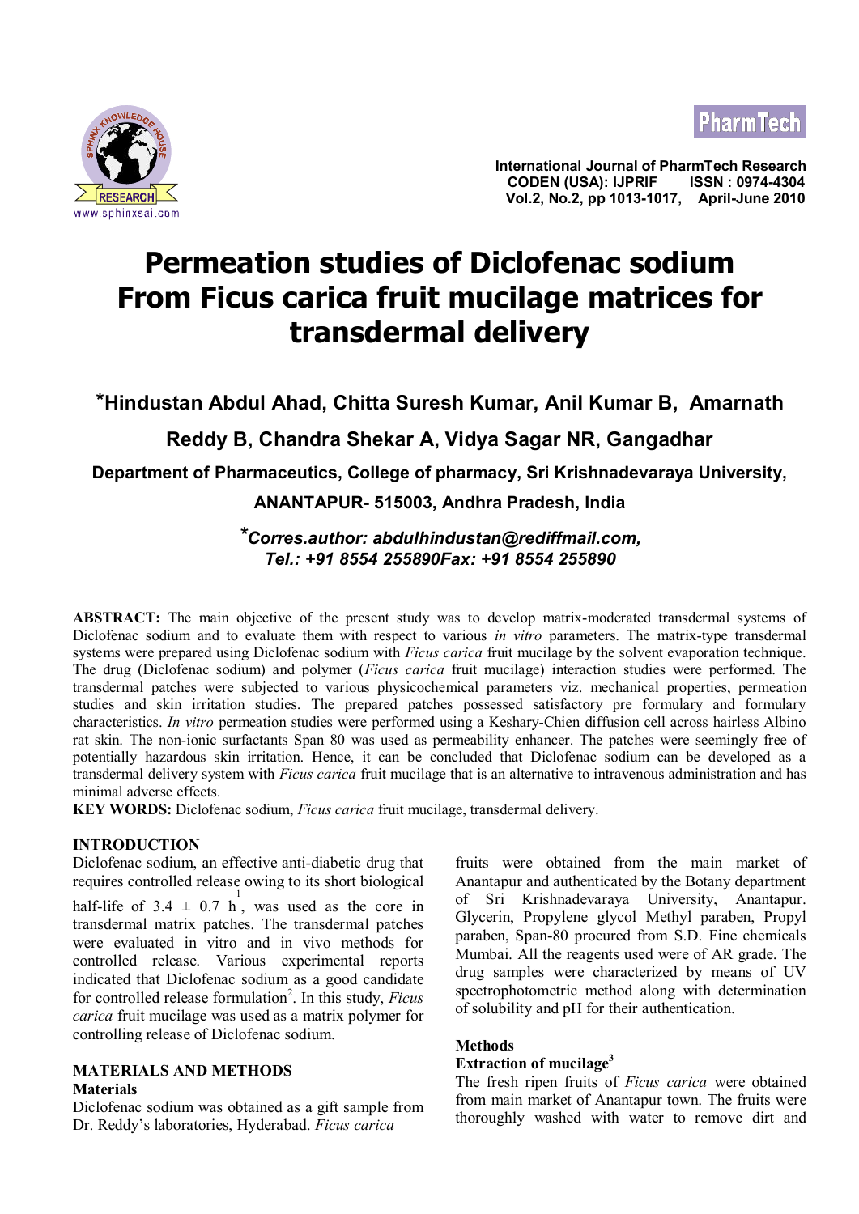# Permeation studies of Diclofenac sodium From Ficus carica fruit mucilage matrices for transdermal delivery

**\*Hindustan Abdul Ahad, Chitta Suresh Kumar, Anil Kumar B, Amarnath Reddy B, Chandra Shekar A, Vidya Sagar NR, Gangadhar**

**Department of Pharmaceutics, College of pharmacy, Sri Krishnadevaraya University, ANANTAPUR- 515003, Andhra Pradesh, India**

***\*Corres.author: abdulhindustan@rediffmail.com, Tel.: +91 8554 255890Fax: +91 8554 255890***

**ABSTRACT:** The main objective of the present study was to develop matrix-moderated transdermal systems of Diclofenac sodium and to evaluate them with respect to various *in vitro* parameters. The matrix-type transdermal systems were prepared using Diclofenac sodium with *Ficus carica* fruit mucilage by the solvent evaporation technique. The drug (Diclofenac sodium) and polymer (*Ficus carica* fruit mucilage) interaction studies were performed. The transdermal patches were subjected to various physicochemical parameters viz. mechanical properties, permeation studies and skin irritation studies. The prepared patches possessed satisfactory pre formulary and formulary characteristics. *In vitro* permeation studies were performed using a Keshary-Chien diffusion cell across hairless Albino rat skin. The non-ionic surfactants Span 80 was used as permeability enhancer. The patches were seemingly free of potentially hazardous skin irritation. Hence, it can be concluded that Diclofenac sodium can be developed as a transdermal delivery system with *Ficus carica* fruit mucilage that is an alternative to intravenous administration and has minimal adverse effects.

**KEY WORDS:** Diclofenac sodium, *Ficus carica* fruit mucilage, transdermal delivery.

## INTRODUCTION

Diclofenac sodium, an effective anti-diabetic drug that requires controlled release owing to its short biological half-life of 3.4 ± 0.7 h[1], was used as the core in transdermal matrix patches. The transdermal patches were evaluated in vitro and in vivo methods for controlled release. Various experimental reports indicated that Diclofenac sodium as a good candidate for controlled release formulation[2]. In this study, *Ficus carica* fruit mucilage was used as a matrix polymer for controlling release of Diclofenac sodium.

## MATERIALS AND METHODS

### Materials

Diclofenac sodium was obtained as a gift sample from Dr. Reddy's laboratories, Hyderabad. *Ficus carica* fruits were obtained from the main market of Anantapur and authenticated by the Botany department of Sri Krishnadevaraya University, Anantapur. Glycerin, Propylene glycol Methyl paraben, Propyl paraben, Span-80 procured from S.D. Fine chemicals Mumbai. All the reagents used were of AR grade. The drug samples were characterized by means of UV spectrophotometric method along with determination of solubility and pH for their authentication.

### Methods

**Extraction of mucilage[3]**

The fresh ripen fruits of *Ficus carica* were obtained from main market of Anantapur town. The fruits were thoroughly washed with water to remove dirt and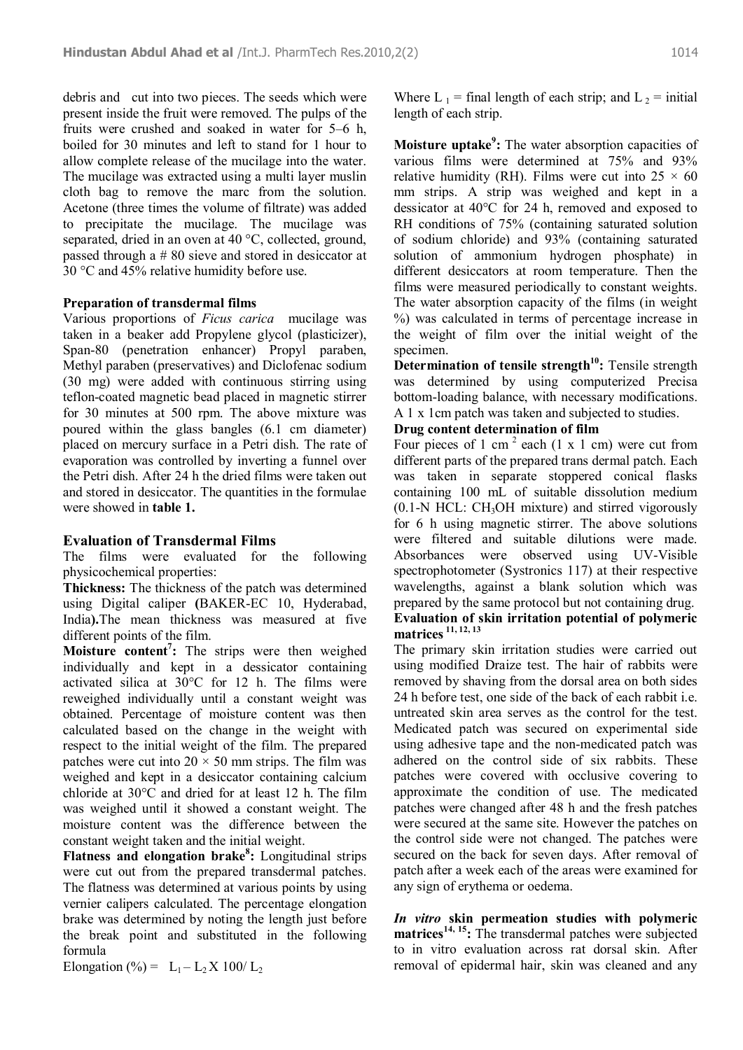debris and cut into two pieces. The seeds which were present inside the fruit were removed. The pulps of the fruits were crushed and soaked in water for 5–6 h, boiled for 30 minutes and left to stand for 1 hour to allow complete release of the mucilage into the water. The mucilage was extracted using a multi layer muslin cloth bag to remove the marc from the solution. Acetone (three times the volume of filtrate) was added to precipitate the mucilage. The mucilage was separated, dried in an oven at 40 °C, collected, ground, passed through a # 80 sieve and stored in desiccator at 30 °C and 45% relative humidity before use.

**Preparation of transdermal films**

Various proportions of *Ficus carica* mucilage was taken in a beaker add Propylene glycol (plasticizer), Span-80 (penetration enhancer) Propyl paraben, Methyl paraben (preservatives) and Diclofenac sodium (30 mg) were added with continuous stirring using teflon-coated magnetic bead placed in magnetic stirrer for 30 minutes at 500 rpm. The above mixture was poured within the glass bangles (6.1 cm diameter) placed on mercury surface in a Petri dish. The rate of evaporation was controlled by inverting a funnel over the Petri dish. After 24 h the dried films were taken out and stored in desiccator. The quantities in the formulae were showed in **table 1.**

## Evaluation of Transdermal Films

The films were evaluated for the following physicochemical properties:

**Thickness:** The thickness of the patch was determined using Digital caliper **(**BAKER-EC 10, Hyderabad, India**).**The mean thickness was measured at five different points of the film.

**Moisture content[7]:** The strips were then weighed individually and kept in a dessicator containing activated silica at 30°C for 12 h. The films were reweighed individually until a constant weight was obtained. Percentage of moisture content was then calculated based on the change in the weight with respect to the initial weight of the film. The prepared patches were cut into 20 × 50 mm strips. The film was weighed and kept in a desiccator containing calcium chloride at 30°C and dried for at least 12 h. The film was weighed until it showed a constant weight. The moisture content was the difference between the constant weight taken and the initial weight.

**Flatness and elongation brake[8]:** Longitudinal strips were cut out from the prepared transdermal patches. The flatness was determined at various points by using vernier calipers calculated. The percentage elongation brake was determined by noting the length just before the break point and substituted in the following formula

Elongation (%) = $L_1 - L_2 \text{ X } 100/ L_2$

Where $L_1$ = final length of each strip; and $L_2$ = initial length of each strip.

**Moisture uptake[9]:** The water absorption capacities of various films were determined at 75% and 93% relative humidity (RH). Films were cut into 25 × 60 mm strips. A strip was weighed and kept in a dessicator at 40°C for 24 h, removed and exposed to RH conditions of 75% (containing saturated solution of sodium chloride) and 93% (containing saturated solution of ammonium hydrogen phosphate) in different desiccators at room temperature. Then the films were measured periodically to constant weights. The water absorption capacity of the films (in weight %) was calculated in terms of percentage increase in the weight of film over the initial weight of the specimen.

**Determination of tensile strength[10]:** Tensile strength was determined by using computerized Precisa bottom-loading balance, with necessary modifications. A 1 x 1cm patch was taken and subjected to studies.

**Drug content determination of film**

Four pieces of 1 $cm^2$ each (1 x 1 cm) were cut from different parts of the prepared trans dermal patch. Each was taken in separate stoppered conical flasks containing 100 mL of suitable dissolution medium (0.1-N HCL: $CH_3OH$ mixture) and stirred vigorously for 6 h using magnetic stirrer. The above solutions were filtered and suitable dilutions were made. Absorbances were observed using UV-Visible spectrophotometer (Systronics 117) at their respective wavelengths, against a blank solution which was prepared by the same protocol but not containing drug.

**Evaluation of skin irritation potential of polymeric matrices [11, 12, 13]**

The primary skin irritation studies were carried out using modified Draize test. The hair of rabbits were removed by shaving from the dorsal area on both sides 24 h before test, one side of the back of each rabbit i.e. untreated skin area serves as the control for the test. Medicated patch was secured on experimental side using adhesive tape and the non-medicated patch was adhered on the control side of six rabbits. These patches were covered with occlusive covering to approximate the condition of use. The medicated patches were changed after 48 h and the fresh patches were secured at the same site. However the patches on the control side were not changed. The patches were secured on the back for seven days. After removal of patch after a week each of the areas were examined for any sign of erythema or oedema.

***In vitro* skin permeation studies with polymeric matrices[14, 15]:** The transdermal patches were subjected to in vitro evaluation across rat dorsal skin. After removal of epidermal hair, skin was cleaned and any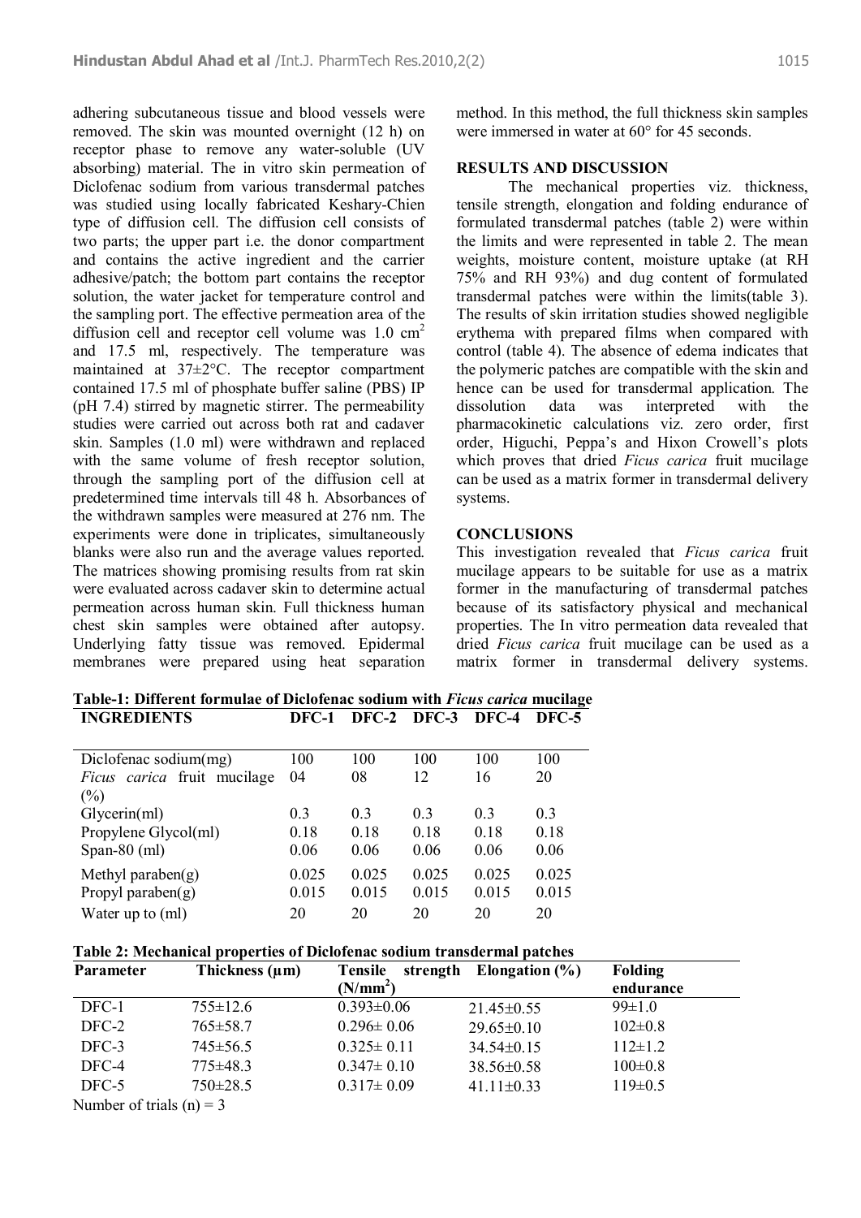adhering subcutaneous tissue and blood vessels were removed. The skin was mounted overnight (12 h) on receptor phase to remove any water-soluble (UV absorbing) material. The in vitro skin permeation of Diclofenac sodium from various transdermal patches was studied using locally fabricated Keshary-Chien type of diffusion cell. The diffusion cell consists of two parts; the upper part i.e. the donor compartment and contains the active ingredient and the carrier adhesive/patch; the bottom part contains the receptor solution, the water jacket for temperature control and the sampling port. The effective permeation area of the diffusion cell and receptor cell volume was 1.0 $cm^2$ and 17.5 ml, respectively. The temperature was maintained at 37±2°C. The receptor compartment contained 17.5 ml of phosphate buffer saline (PBS) IP (pH 7.4) stirred by magnetic stirrer. The permeability studies were carried out across both rat and cadaver skin. Samples (1.0 ml) were withdrawn and replaced with the same volume of fresh receptor solution, through the sampling port of the diffusion cell at predetermined time intervals till 48 h. Absorbances of the withdrawn samples were measured at 276 nm. The experiments were done in triplicates, simultaneously blanks were also run and the average values reported. The matrices showing promising results from rat skin were evaluated across cadaver skin to determine actual permeation across human skin. Full thickness human chest skin samples were obtained after autopsy. Underlying fatty tissue was removed. Epidermal membranes were prepared using heat separation method. In this method, the full thickness skin samples were immersed in water at 60° for 45 seconds.

## RESULTS AND DISCUSSION

The mechanical properties viz. thickness, tensile strength, elongation and folding endurance of formulated transdermal patches (table 2) were within the limits and were represented in table 2. The mean weights, moisture content, moisture uptake (at RH 75% and RH 93%) and dug content of formulated transdermal patches were within the limits(table 3). The results of skin irritation studies showed negligible erythema with prepared films when compared with control (table 4). The absence of edema indicates that the polymeric patches are compatible with the skin and hence can be used for transdermal application. The dissolution data was interpreted with the pharmacokinetic calculations viz. zero order, first order, Higuchi, Peppa's and Hixon Crowell's plots which proves that dried *Ficus carica* fruit mucilage can be used as a matrix former in transdermal delivery systems.

## CONCLUSIONS

This investigation revealed that *Ficus carica* fruit mucilage appears to be suitable for use as a matrix former in the manufacturing of transdermal patches because of its satisfactory physical and mechanical properties. The In vitro permeation data revealed that dried *Ficus carica* fruit mucilage can be used as a matrix former in transdermal delivery systems.

**Table-1: Different formulae of Diclofenac sodium with *Ficus carica* mucilage**

| INGREDIENTS | DFC-1 | DFC-2 | DFC-3 | DFC-4 | DFC-5 |
|---|---|---|---|---|---|
| Diclofenac sodium(mg) | 100 | 100 | 100 | 100 | 100 |
| *Ficus carica* fruit mucilage (%) | 04 | 08 | 12 | 16 | 20 |
| Glycerin(ml) | 0.3 | 0.3 | 0.3 | 0.3 | 0.3 |
| Propylene Glycol(ml) | 0.18 | 0.18 | 0.18 | 0.18 | 0.18 |
| Span-80 (ml) | 0.06 | 0.06 | 0.06 | 0.06 | 0.06 |
| Methyl paraben(g) | 0.025 | 0.025 | 0.025 | 0.025 | 0.025 |
| Propyl paraben(g) | 0.015 | 0.015 | 0.015 | 0.015 | 0.015 |
| Water up to (ml) | 20 | 20 | 20 | 20 | 20 |

**Table 2: Mechanical properties of Diclofenac sodium transdermal patches**

| Parameter | Thickness (μm) | Tensile strength ($N/mm^2$) | Elongation (%) | Folding endurance |
|---|---|---|---|---|
| DFC-1 | 755±12.6 | 0.393±0.06 | 21.45±0.55 | 99±1.0 |
| DFC-2 | 765±58.7 | 0.296± 0.06 | 29.65±0.10 | 102±0.8 |
| DFC-3 | 745±56.5 | 0.325± 0.11 | 34.54±0.15 | 112±1.2 |
| DFC-4 | 775±48.3 | 0.347± 0.10 | 38.56±0.58 | 100±0.8 |
| DFC-5 | 750±28.5 | 0.317± 0.09 | 41.11±0.33 | 119±0.5 |

Number of trials (n) = 3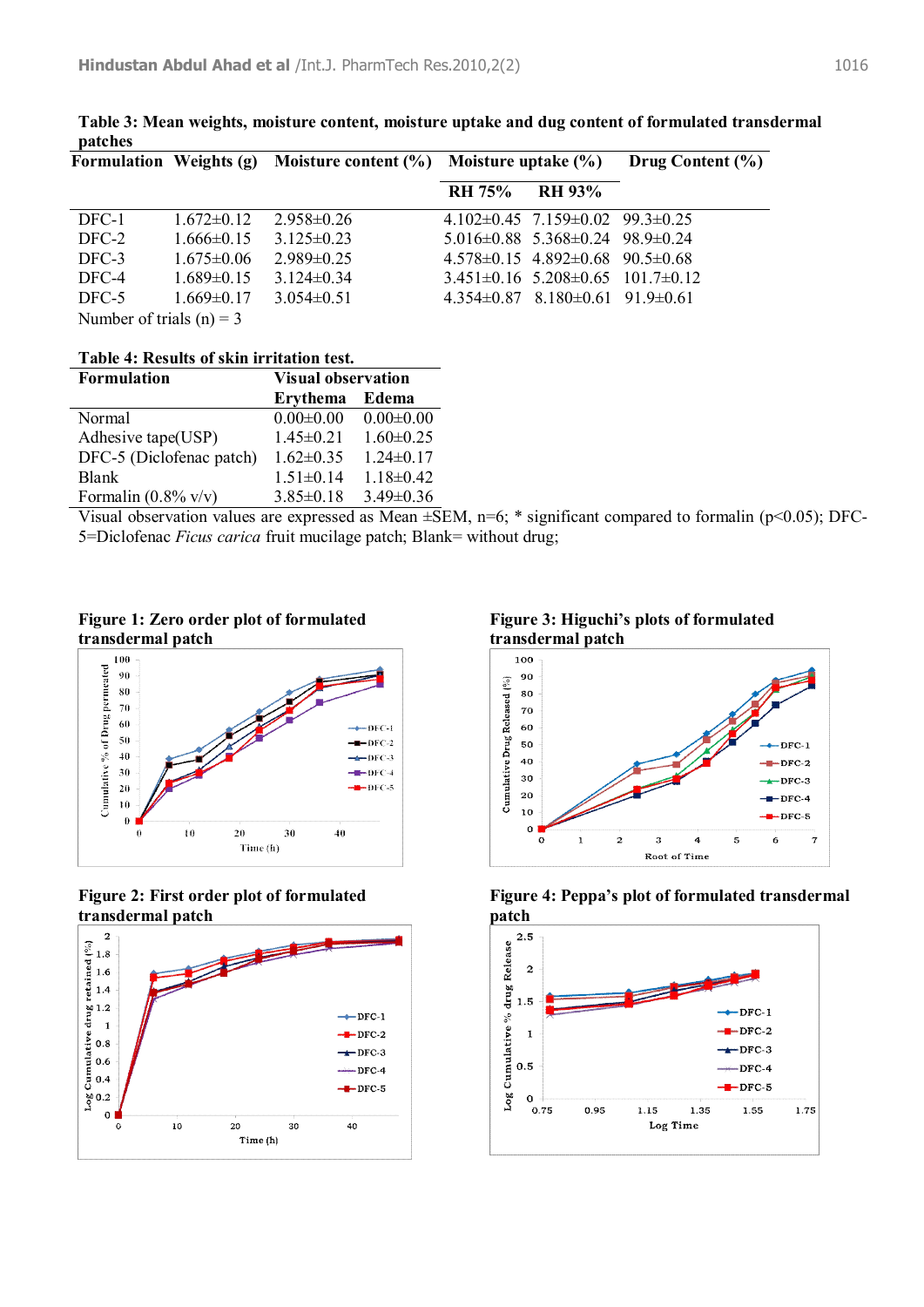**Table 3: Mean weights, moisture content, moisture uptake and dug content of formulated transdermal patches**

| Formulation | Weights (g) | Moisture content (%) | Moisture uptake (%) | | Drug Content (%) |
|---|---|---|---|---|---|
| | | | RH 75% | RH 93% | |
| DFC-1 | 1.672±0.12 | 2.958±0.26 | 4.102±0.45 | 7.159±0.02 | 99.3±0.25 |
| DFC-2 | 1.666±0.15 | 3.125±0.23 | 5.016±0.88 | 5.368±0.24 | 98.9±0.24 |
| DFC-3 | 1.675±0.06 | 2.989±0.25 | 4.578±0.15 | 4.892±0.68 | 90.5±0.68 |
| DFC-4 | 1.689±0.15 | 3.124±0.34 | 3.451±0.16 | 5.208±0.65 | 101.7±0.12 |
| DFC-5 | 1.669±0.17 | 3.054±0.51 | 4.354±0.87 | 8.180±0.61 | 91.9±0.61 |

Number of trials (n) = 3

**Table 4: Results of skin irritation test.**

| Formulation | Visual observation | |
|---|---|---|
| | Erythema | Edema |
| Normal | 0.00±0.00 | 0.00±0.00 |
| Adhesive tape(USP) | 1.45±0.21 | 1.60±0.25 |
| DFC-5 (Diclofenac patch) | 1.62±0.35 | 1.24±0.17 |
| Blank | 1.51±0.14 | 1.18±0.42 |
| Formalin (0.8% v/v) | 3.85±0.18 | 3.49±0.36 |

Visual observation values are expressed as Mean ±SEM, n=6; * significant compared to formalin ($p<0.05$); DFC-5=Diclofenac *Ficus carica* fruit mucilage patch; Blank= without drug;

**Figure 1: Zero order plot of formulated transdermal patch**

**Figure 2: First order plot of formulated transdermal patch**

**Figure 3: Higuchi's plots of formulated transdermal patch**

**Figure 4: Peppa's plot of formulated transdermal patch**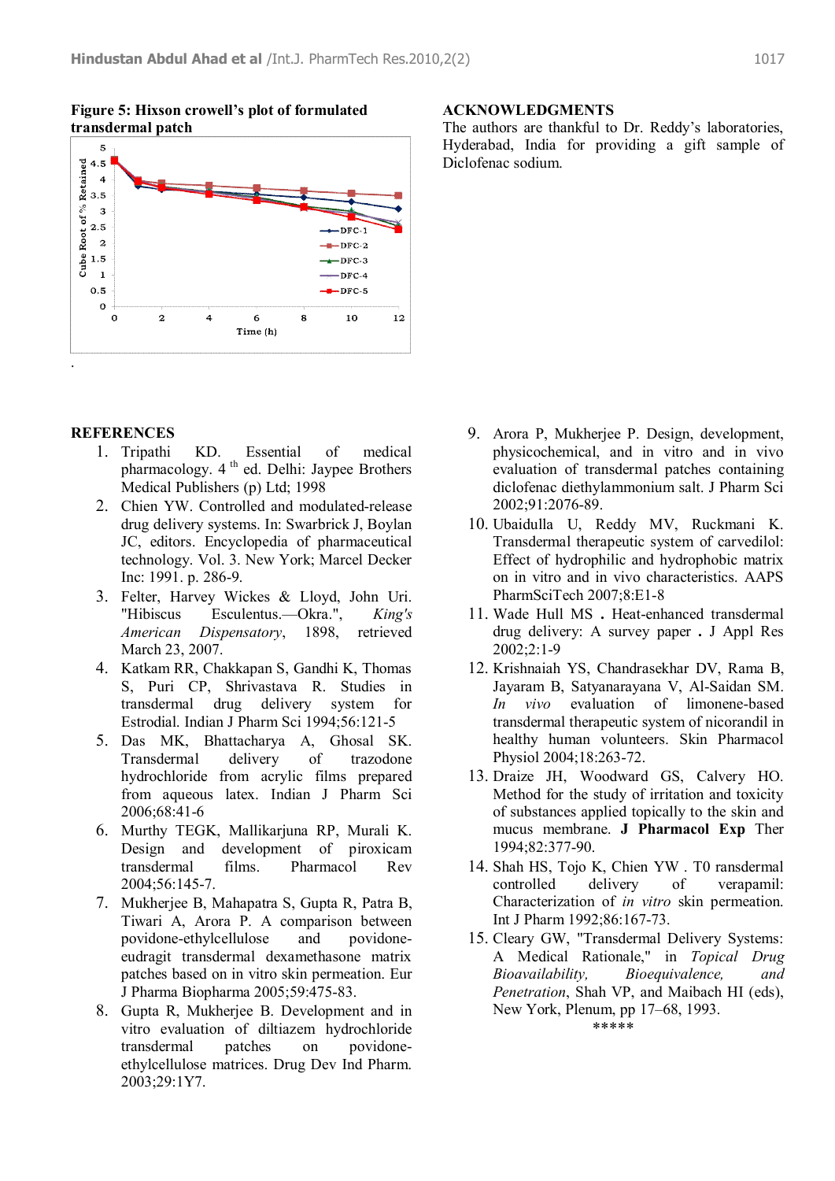**Figure 5: Hixson crowell's plot of formulated transdermal patch**

Cube Root of % Retained

5
4.5
4
3.5
3
2.5
2
1.5
1
0.5
0

0 2 4 6 8 10 12

Time (h)

DFC-1
DFC-2
DFC-3
DFC-4
DFC-5

.

## ACKNOWLEDGMENTS

The authors are thankful to Dr. Reddy's laboratories, Hyderabad, India for providing a gift sample of Diclofenac sodium.

## REFERENCES

1. Tripathi KD. Essential of medical pharmacology. 4 th ed. Delhi: Jaypee Brothers Medical Publishers (p) Ltd; 1998
2. Chien YW. Controlled and modulated-release drug delivery systems. In: Swarbrick J, Boylan JC, editors. Encyclopedia of pharmaceutical technology. Vol. 3. New York; Marcel Decker Inc: 1991. p. 286-9.
3. Felter, Harvey Wickes & Lloyd, John Uri. "Hibiscus Esculentus.—Okra.", *King's American Dispensatory*, 1898, retrieved March 23, 2007.
4. Katkam RR, Chakkapan S, Gandhi K, Thomas S, Puri CP, Shrivastava R. Studies in transdermal drug delivery system for Estrodial. Indian J Pharm Sci 1994;56:121-5
5. Das MK, Bhattacharya A, Ghosal SK. Transdermal delivery of trazodone hydrochloride from acrylic films prepared from aqueous latex. Indian J Pharm Sci 2006;68:41-6
6. Murthy TEGK, Mallikarjuna RP, Murali K. Design and development of piroxicam transdermal films. Pharmacol Rev 2004;56:145-7.
7. Mukherjee B, Mahapatra S, Gupta R, Patra B, Tiwari A, Arora P. A comparison between povidone-ethylcellulose and povidone-eudragit transdermal dexamethasone matrix patches based on in vitro skin permeation. Eur J Pharma Biopharma 2005;59:475-83.
8. Gupta R, Mukherjee B. Development and in vitro evaluation of diltiazem hydrochloride transdermal patches on povidone-ethylcellulose matrices. Drug Dev Ind Pharm. 2003;29:1Y7.
9. Arora P, Mukherjee P. Design, development, physicochemical, and in vitro and in vivo evaluation of transdermal patches containing diclofenac diethylammonium salt. J Pharm Sci 2002;91:2076-89.
10. Ubaidulla U, Reddy MV, Ruckmani K. Transdermal therapeutic system of carvedilol: Effect of hydrophilic and hydrophobic matrix on in vitro and in vivo characteristics. AAPS PharmSciTech 2007;8:E1-8
11. Wade Hull MS . Heat-enhanced transdermal drug delivery: A survey paper . J Appl Res 2002;2:1-9
12. Krishnaiah YS, Chandrasekhar DV, Rama B, Jayaram B, Satyanarayana V, Al-Saidan SM. *In vivo* evaluation of limonene-based transdermal therapeutic system of nicorandil in healthy human volunteers. Skin Pharmacol Physiol 2004;18:263-72.
13. Draize JH, Woodward GS, Calvery HO. Method for the study of irritation and toxicity of substances applied topically to the skin and mucus membrane. **J Pharmacol Exp** Ther 1994;82:377-90.
14. Shah HS, Tojo K, Chien YW . T0 ransdermal controlled delivery of verapamil: Characterization of *in vitro* skin permeation. Int J Pharm 1992;86:167-73.
15. Cleary GW, "Transdermal Delivery Systems: A Medical Rationale," in *Topical Drug Bioavailability, Bioequivalence, and Penetration*, Shah VP, and Maibach HI (eds), New York, Plenum, pp 17–68, 1993.

*****